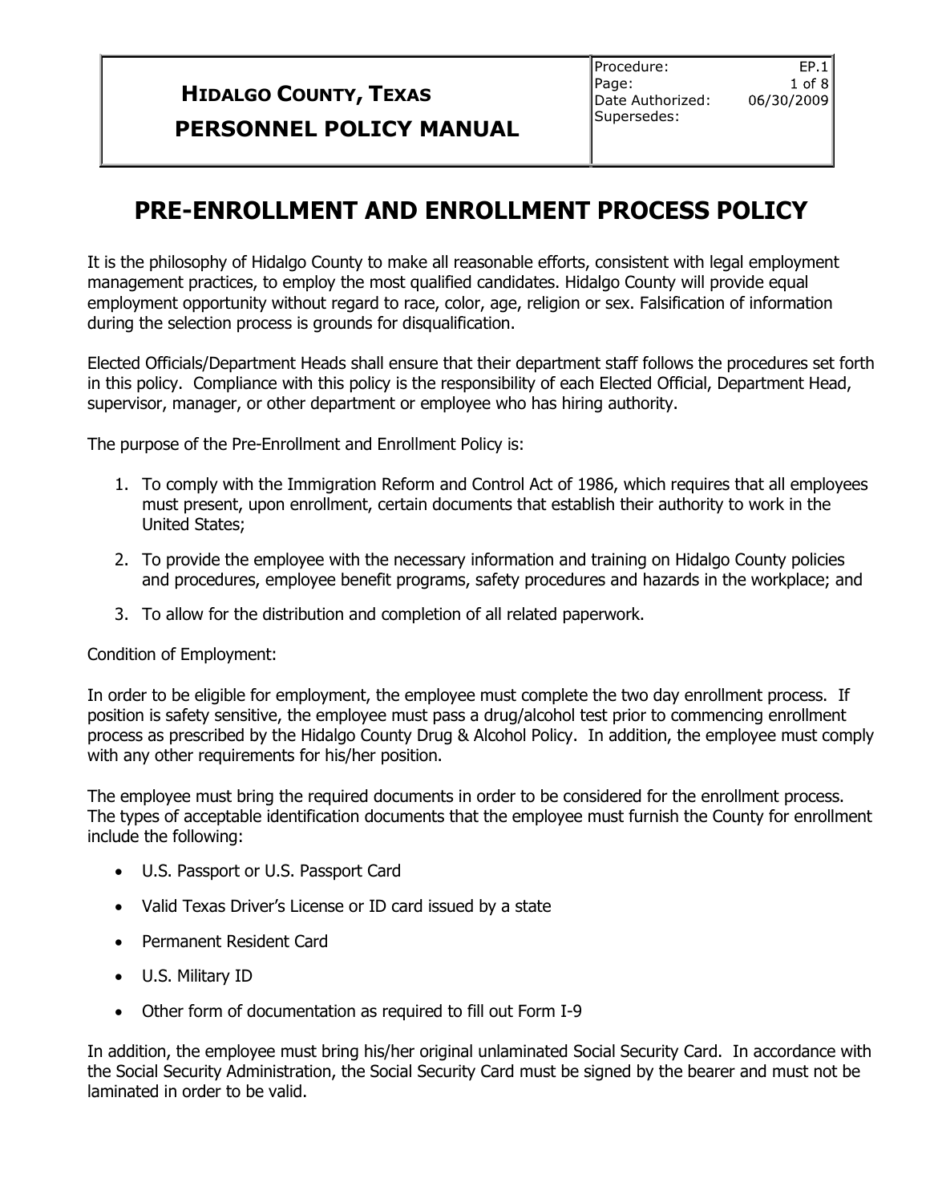| **HIDALGO COUNTY, TEXAS** **PERSONNEL POLICY MANUAL** | Procedure: EP.1 Page: 1 of 8 Date Authorized: 06/30/2009 Supersedes: |
|---|---|

# PRE-ENROLLMENT AND ENROLLMENT PROCESS POLICY

It is the philosophy of Hidalgo County to make all reasonable efforts, consistent with legal employment management practices, to employ the most qualified candidates. Hidalgo County will provide equal employment opportunity without regard to race, color, age, religion or sex. Falsification of information during the selection process is grounds for disqualification.

Elected Officials/Department Heads shall ensure that their department staff follows the procedures set forth in this policy. Compliance with this policy is the responsibility of each Elected Official, Department Head, supervisor, manager, or other department or employee who has hiring authority.

The purpose of the Pre-Enrollment and Enrollment Policy is:

1. To comply with the Immigration Reform and Control Act of 1986, which requires that all employees must present, upon enrollment, certain documents that establish their authority to work in the United States;
2. To provide the employee with the necessary information and training on Hidalgo County policies and procedures, employee benefit programs, safety procedures and hazards in the workplace; and
3. To allow for the distribution and completion of all related paperwork.

Condition of Employment:

In order to be eligible for employment, the employee must complete the two day enrollment process. If position is safety sensitive, the employee must pass a drug/alcohol test prior to commencing enrollment process as prescribed by the Hidalgo County Drug & Alcohol Policy. In addition, the employee must comply with any other requirements for his/her position.

The employee must bring the required documents in order to be considered for the enrollment process. The types of acceptable identification documents that the employee must furnish the County for enrollment include the following:

- U.S. Passport or U.S. Passport Card
- Valid Texas Driver's License or ID card issued by a state
- Permanent Resident Card
- U.S. Military ID
- Other form of documentation as required to fill out Form I-9

In addition, the employee must bring his/her original unlaminated Social Security Card. In accordance with the Social Security Administration, the Social Security Card must be signed by the bearer and must not be laminated in order to be valid.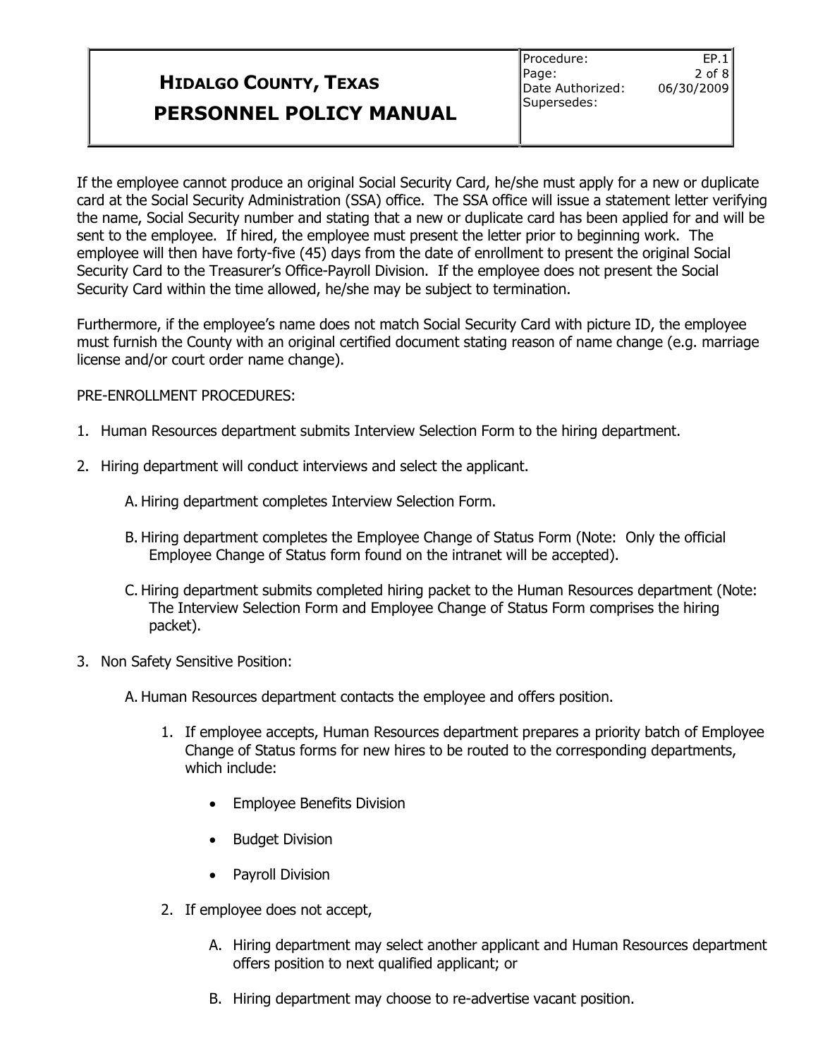If the employee cannot produce an original Social Security Card, he/she must apply for a new or duplicate card at the Social Security Administration (SSA) office. The SSA office will issue a statement letter verifying the name, Social Security number and stating that a new or duplicate card has been applied for and will be sent to the employee. If hired, the employee must present the letter prior to beginning work. The employee will then have forty-five (45) days from the date of enrollment to present the original Social Security Card to the Treasurer's Office-Payroll Division. If the employee does not present the Social Security Card within the time allowed, he/she may be subject to termination.

Furthermore, if the employee's name does not match Social Security Card with picture ID, the employee must furnish the County with an original certified document stating reason of name change (e.g. marriage license and/or court order name change).

PRE-ENROLLMENT PROCEDURES:

1. Human Resources department submits Interview Selection Form to the hiring department.

2. Hiring department will conduct interviews and select the applicant.

   A. Hiring department completes Interview Selection Form.

   B. Hiring department completes the Employee Change of Status Form (Note: Only the official Employee Change of Status form found on the intranet will be accepted).

   C. Hiring department submits completed hiring packet to the Human Resources department (Note: The Interview Selection Form and Employee Change of Status Form comprises the hiring packet).

3. Non Safety Sensitive Position:

   A. Human Resources department contacts the employee and offers position.

      1. If employee accepts, Human Resources department prepares a priority batch of Employee Change of Status forms for new hires to be routed to the corresponding departments, which include:

         - Employee Benefits Division
         - Budget Division
         - Payroll Division

      2. If employee does not accept,

         A. Hiring department may select another applicant and Human Resources department offers position to next qualified applicant; or

         B. Hiring department may choose to re-advertise vacant position.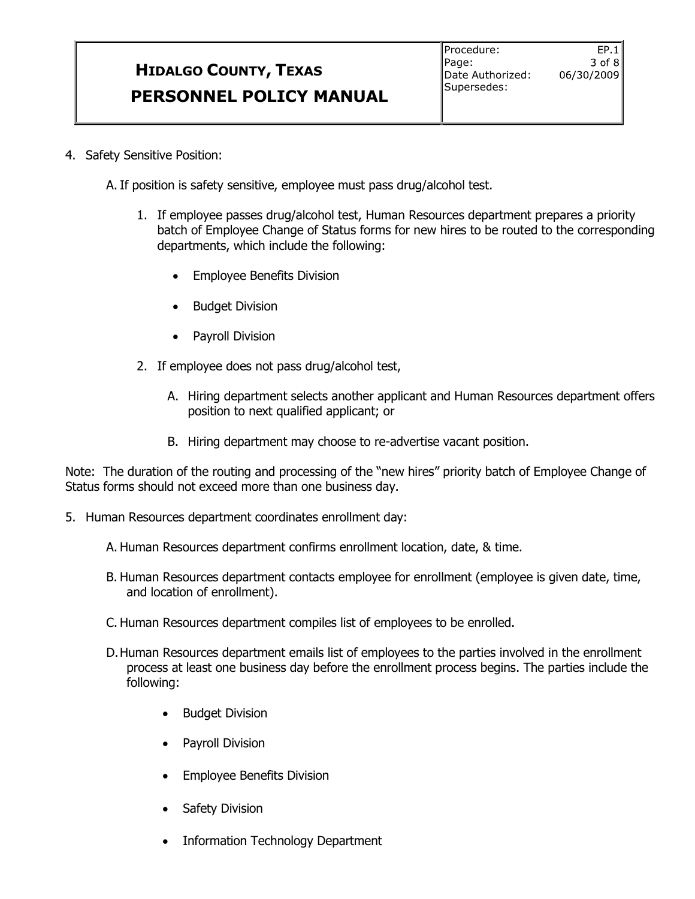4. Safety Sensitive Position:

   A. If position is safety sensitive, employee must pass drug/alcohol test.

      1. If employee passes drug/alcohol test, Human Resources department prepares a priority batch of Employee Change of Status forms for new hires to be routed to the corresponding departments, which include the following:

         - Employee Benefits Division
         - Budget Division
         - Payroll Division

      2. If employee does not pass drug/alcohol test,

         A. Hiring department selects another applicant and Human Resources department offers position to next qualified applicant; or

         B. Hiring department may choose to re-advertise vacant position.

Note: The duration of the routing and processing of the "new hires" priority batch of Employee Change of Status forms should not exceed more than one business day.

5. Human Resources department coordinates enrollment day:

   A. Human Resources department confirms enrollment location, date, & time.

   B. Human Resources department contacts employee for enrollment (employee is given date, time, and location of enrollment).

   C. Human Resources department compiles list of employees to be enrolled.

   D. Human Resources department emails list of employees to the parties involved in the enrollment process at least one business day before the enrollment process begins. The parties include the following:

      - Budget Division
      - Payroll Division
      - Employee Benefits Division
      - Safety Division
      - Information Technology Department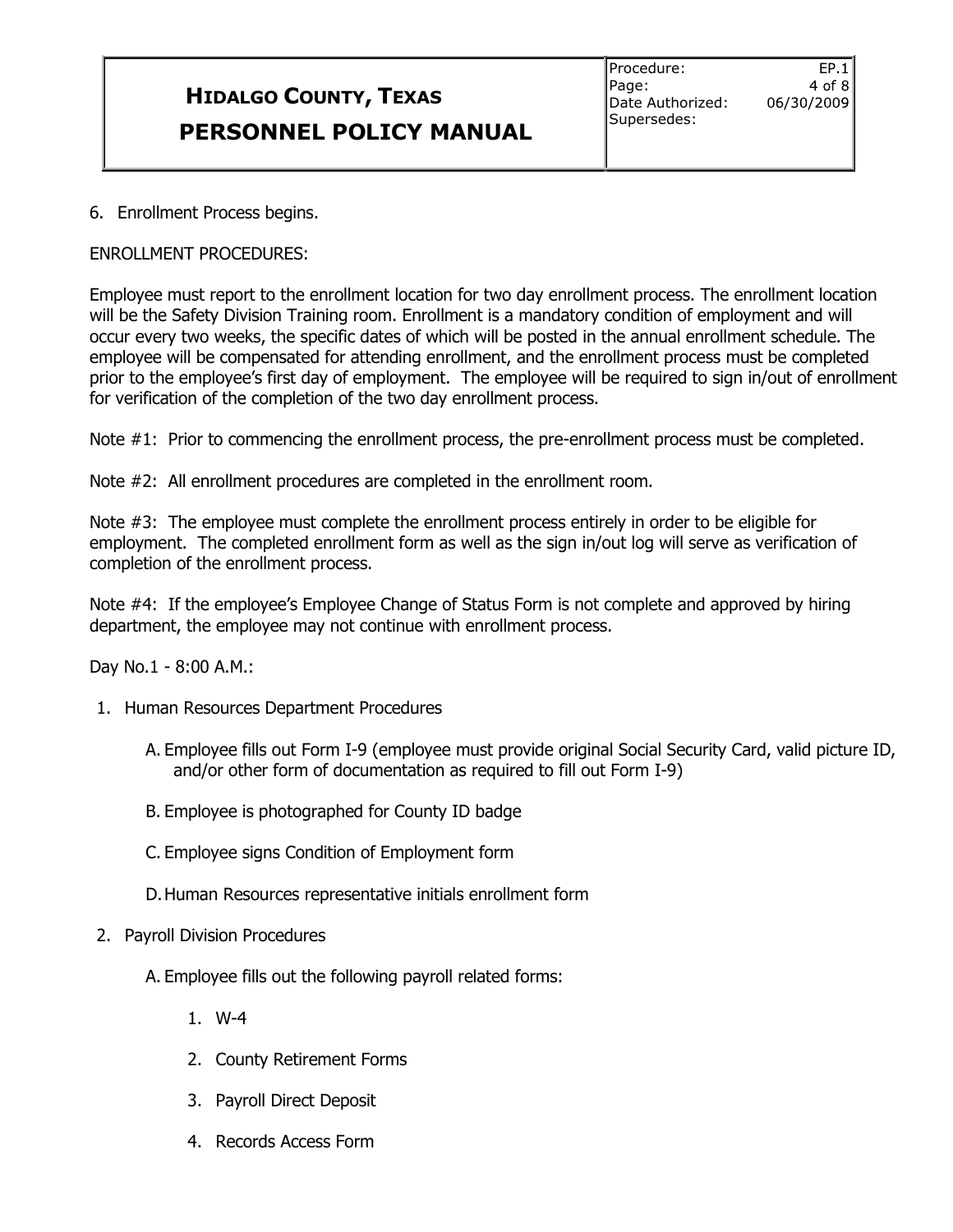6. Enrollment Process begins.

ENROLLMENT PROCEDURES:

Employee must report to the enrollment location for two day enrollment process. The enrollment location will be the Safety Division Training room. Enrollment is a mandatory condition of employment and will occur every two weeks, the specific dates of which will be posted in the annual enrollment schedule. The employee will be compensated for attending enrollment, and the enrollment process must be completed prior to the employee's first day of employment. The employee will be required to sign in/out of enrollment for verification of the completion of the two day enrollment process.

Note #1: Prior to commencing the enrollment process, the pre-enrollment process must be completed.

Note #2: All enrollment procedures are completed in the enrollment room.

Note #3: The employee must complete the enrollment process entirely in order to be eligible for employment. The completed enrollment form as well as the sign in/out log will serve as verification of completion of the enrollment process.

Note #4: If the employee's Employee Change of Status Form is not complete and approved by hiring department, the employee may not continue with enrollment process.

Day No.1 - 8:00 A.M.:

1. Human Resources Department Procedures

   A. Employee fills out Form I-9 (employee must provide original Social Security Card, valid picture ID, and/or other form of documentation as required to fill out Form I-9)

   B. Employee is photographed for County ID badge

   C. Employee signs Condition of Employment form

   D. Human Resources representative initials enrollment form

2. Payroll Division Procedures

   A. Employee fills out the following payroll related forms:

      1. W-4

      2. County Retirement Forms

      3. Payroll Direct Deposit

      4. Records Access Form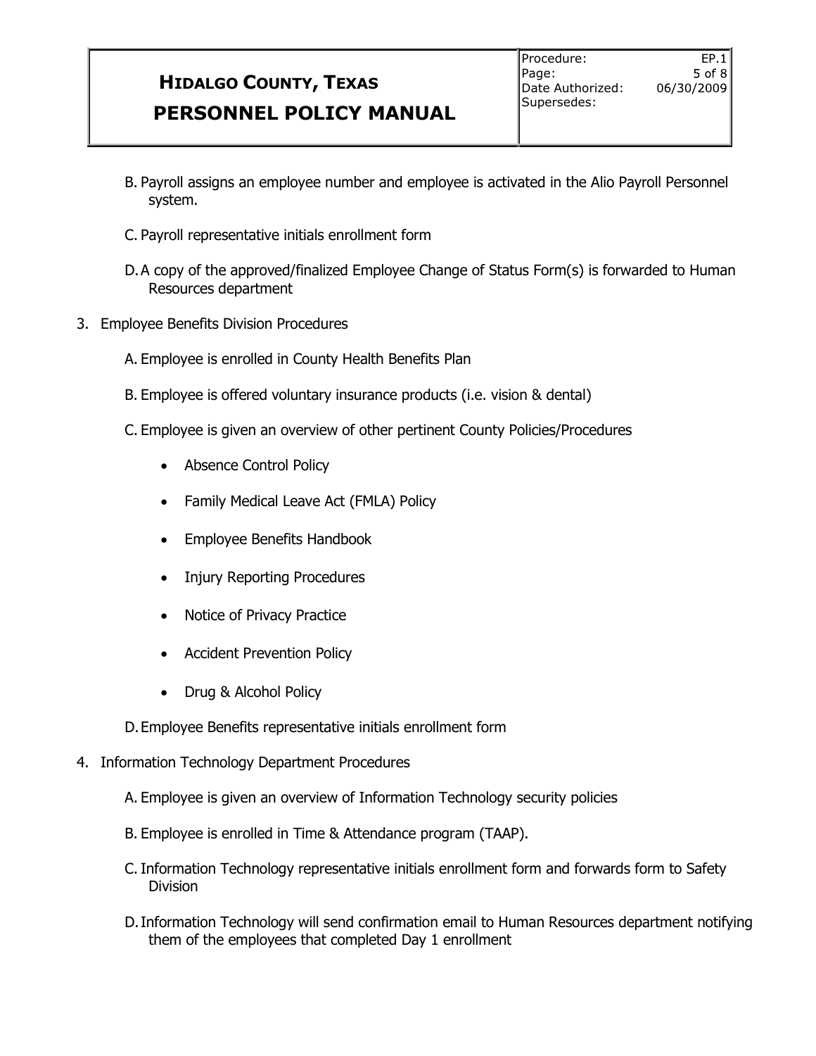B. Payroll assigns an employee number and employee is activated in the Alio Payroll Personnel system.

C. Payroll representative initials enrollment form

D. A copy of the approved/finalized Employee Change of Status Form(s) is forwarded to Human Resources department

3. Employee Benefits Division Procedures

   A. Employee is enrolled in County Health Benefits Plan

   B. Employee is offered voluntary insurance products (i.e. vision & dental)

   C. Employee is given an overview of other pertinent County Policies/Procedures

      - Absence Control Policy
      - Family Medical Leave Act (FMLA) Policy
      - Employee Benefits Handbook
      - Injury Reporting Procedures
      - Notice of Privacy Practice
      - Accident Prevention Policy
      - Drug & Alcohol Policy

   D. Employee Benefits representative initials enrollment form

4. Information Technology Department Procedures

   A. Employee is given an overview of Information Technology security policies

   B. Employee is enrolled in Time & Attendance program (TAAP).

   C. Information Technology representative initials enrollment form and forwards form to Safety Division

   D. Information Technology will send confirmation email to Human Resources department notifying them of the employees that completed Day 1 enrollment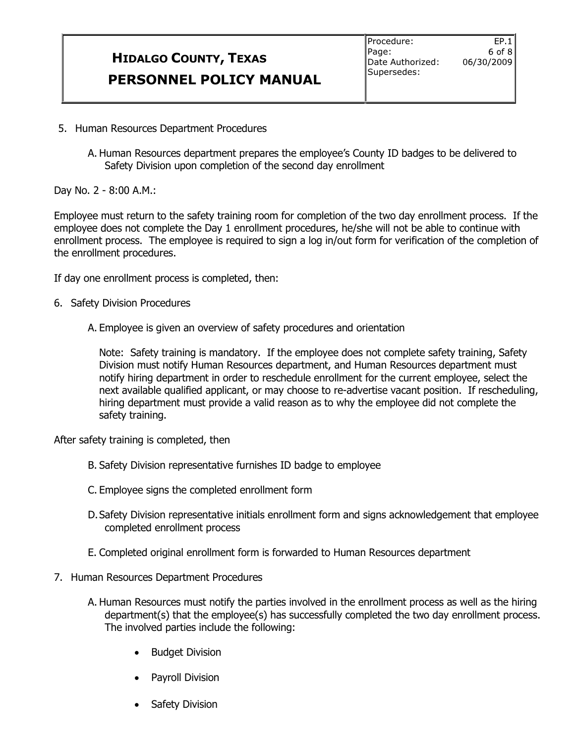5. Human Resources Department Procedures

   A. Human Resources department prepares the employee's County ID badges to be delivered to Safety Division upon completion of the second day enrollment

Day No. 2 - 8:00 A.M.:

Employee must return to the safety training room for completion of the two day enrollment process. If the employee does not complete the Day 1 enrollment procedures, he/she will not be able to continue with enrollment process. The employee is required to sign a log in/out form for verification of the completion of the enrollment procedures.

If day one enrollment process is completed, then:

6. Safety Division Procedures

   A. Employee is given an overview of safety procedures and orientation

      Note: Safety training is mandatory. If the employee does not complete safety training, Safety Division must notify Human Resources department, and Human Resources department must notify hiring department in order to reschedule enrollment for the current employee, select the next available qualified applicant, or may choose to re-advertise vacant position. If rescheduling, hiring department must provide a valid reason as to why the employee did not complete the safety training.

After safety training is completed, then

   B. Safety Division representative furnishes ID badge to employee

   C. Employee signs the completed enrollment form

   D. Safety Division representative initials enrollment form and signs acknowledgement that employee completed enrollment process

   E. Completed original enrollment form is forwarded to Human Resources department

7. Human Resources Department Procedures

   A. Human Resources must notify the parties involved in the enrollment process as well as the hiring department(s) that the employee(s) has successfully completed the two day enrollment process. The involved parties include the following:

      - Budget Division
      - Payroll Division
      - Safety Division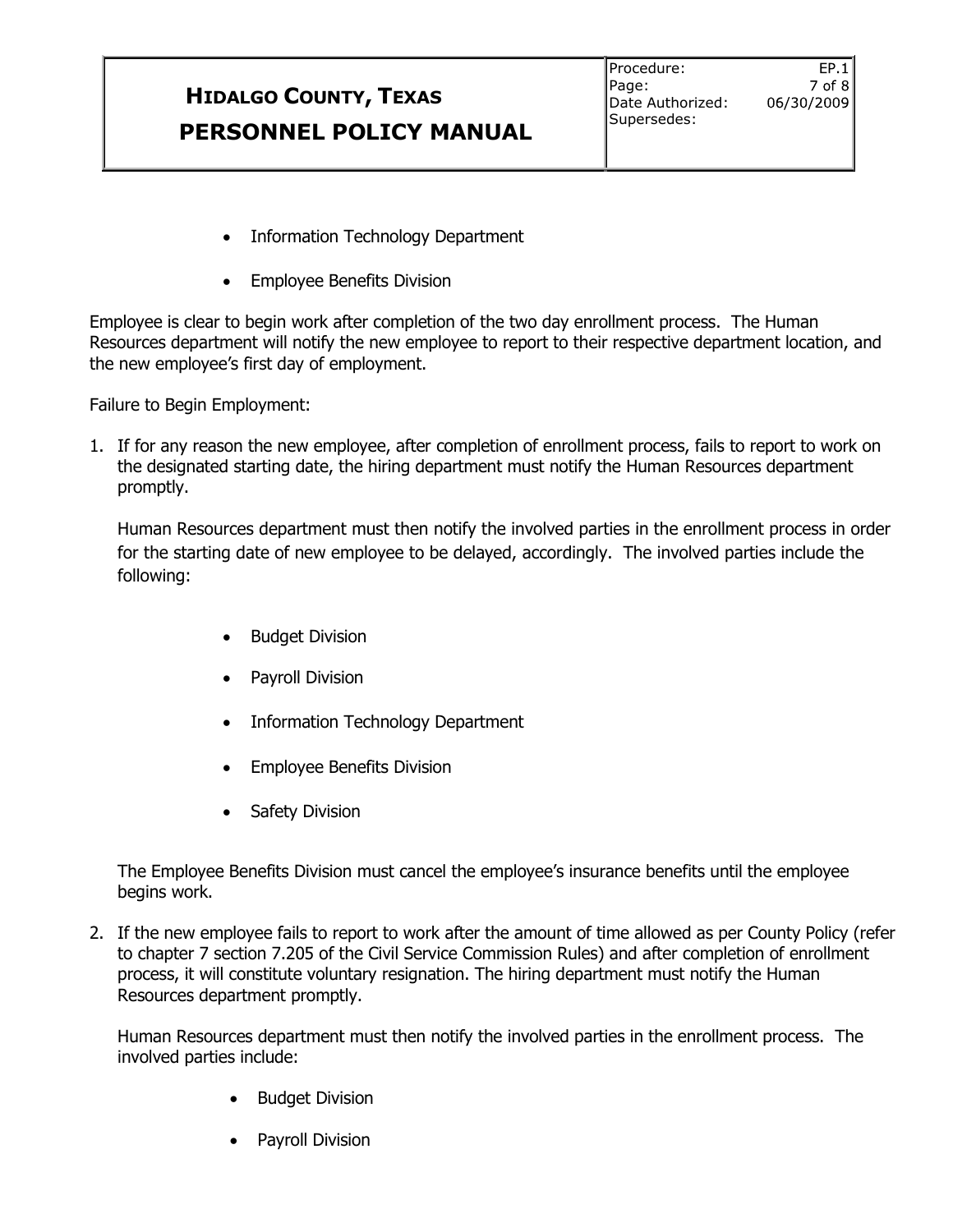- Information Technology Department
- Employee Benefits Division

Employee is clear to begin work after completion of the two day enrollment process. The Human Resources department will notify the new employee to report to their respective department location, and the new employee's first day of employment.

Failure to Begin Employment:

1. If for any reason the new employee, after completion of enrollment process, fails to report to work on the designated starting date, the hiring department must notify the Human Resources department promptly.

   Human Resources department must then notify the involved parties in the enrollment process in order for the starting date of new employee to be delayed, accordingly. The involved parties include the following:

   - Budget Division
   - Payroll Division
   - Information Technology Department
   - Employee Benefits Division
   - Safety Division

   The Employee Benefits Division must cancel the employee's insurance benefits until the employee begins work.

2. If the new employee fails to report to work after the amount of time allowed as per County Policy (refer to chapter 7 section 7.205 of the Civil Service Commission Rules) and after completion of enrollment process, it will constitute voluntary resignation. The hiring department must notify the Human Resources department promptly.

   Human Resources department must then notify the involved parties in the enrollment process. The involved parties include:

   - Budget Division
   - Payroll Division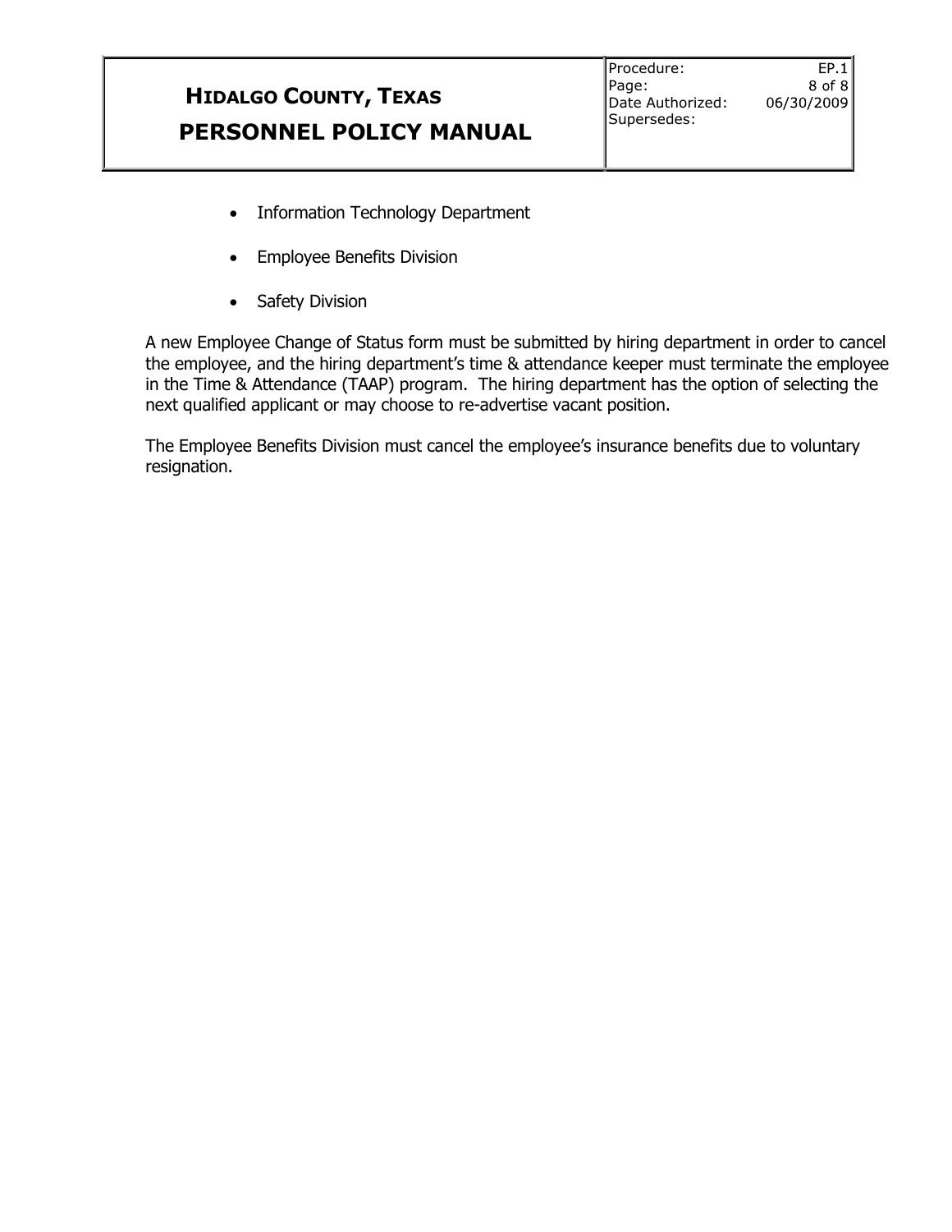- Information Technology Department
- Employee Benefits Division
- Safety Division

A new Employee Change of Status form must be submitted by hiring department in order to cancel the employee, and the hiring department's time & attendance keeper must terminate the employee in the Time & Attendance (TAAP) program. The hiring department has the option of selecting the next qualified applicant or may choose to re-advertise vacant position.

The Employee Benefits Division must cancel the employee's insurance benefits due to voluntary resignation.